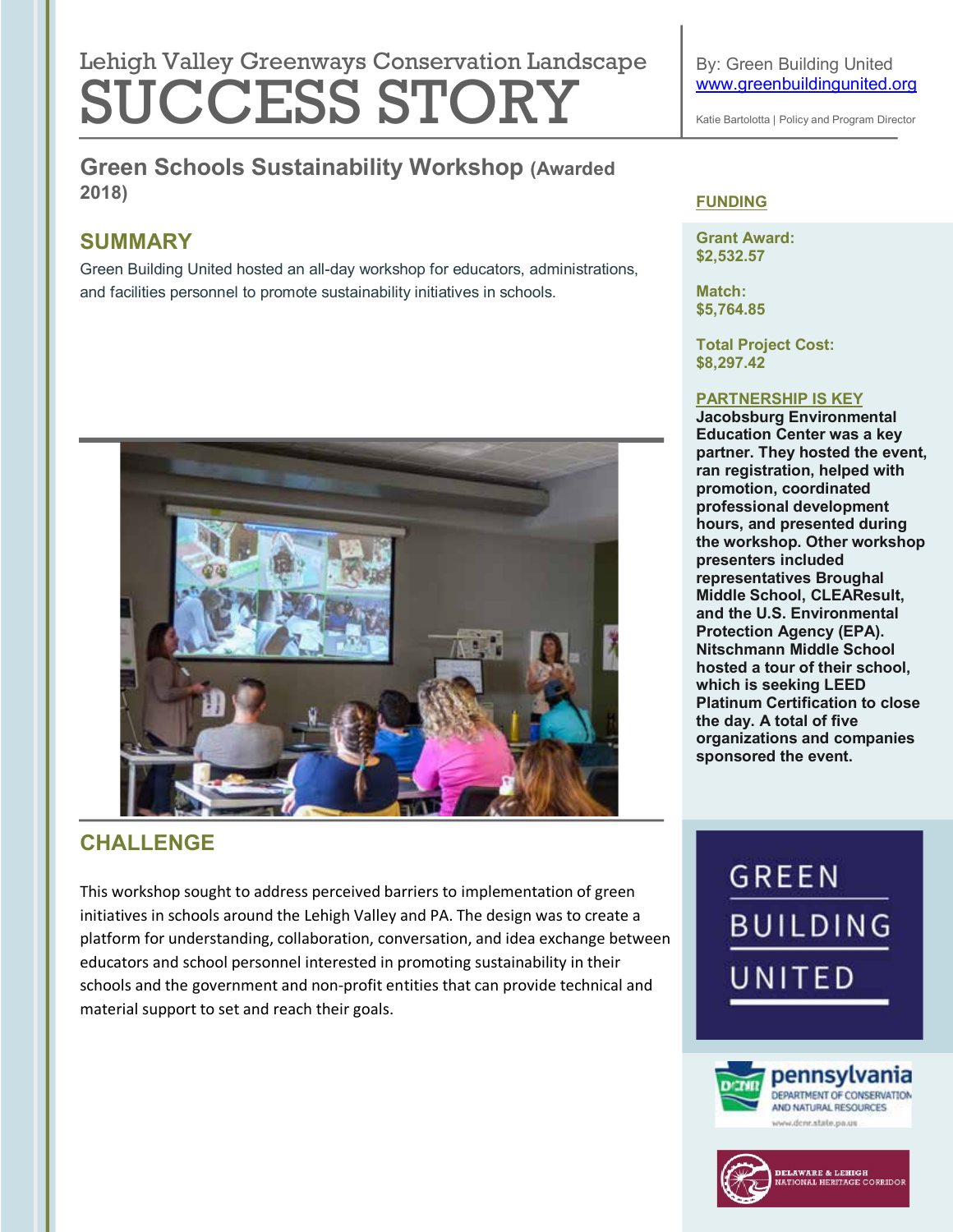Lehigh Valley Greenways Conservation Landscape

# SUCCESS STORY

By: Green Building United
www.greenbuildingunited.org

Katie Bartolotta | Policy and Program Director

## Green Schools Sustainability Workshop (Awarded 2018)

## SUMMARY

Green Building United hosted an all-day workshop for educators, administrations, and facilities personnel to promote sustainability initiatives in schools.

## CHALLENGE

This workshop sought to address perceived barriers to implementation of green initiatives in schools around the Lehigh Valley and PA. The design was to create a platform for understanding, collaboration, conversation, and idea exchange between educators and school personnel interested in promoting sustainability in their schools and the government and non-profit entities that can provide technical and material support to set and reach their goals.

### FUNDING

**Grant Award:**
**$2,532.57**

**Match:**
**$5,764.85**

**Total Project Cost:**
**$8,297.42**

### PARTNERSHIP IS KEY

**Jacobsburg Environmental Education Center was a key partner. They hosted the event, ran registration, helped with promotion, coordinated professional development hours, and presented during the workshop. Other workshop presenters included representatives Broughal Middle School, CLEAResult, and the U.S. Environmental Protection Agency (EPA). Nitschmann Middle School hosted a tour of their school, which is seeking LEED Platinum Certification to close the day. A total of five organizations and companies sponsored the event.**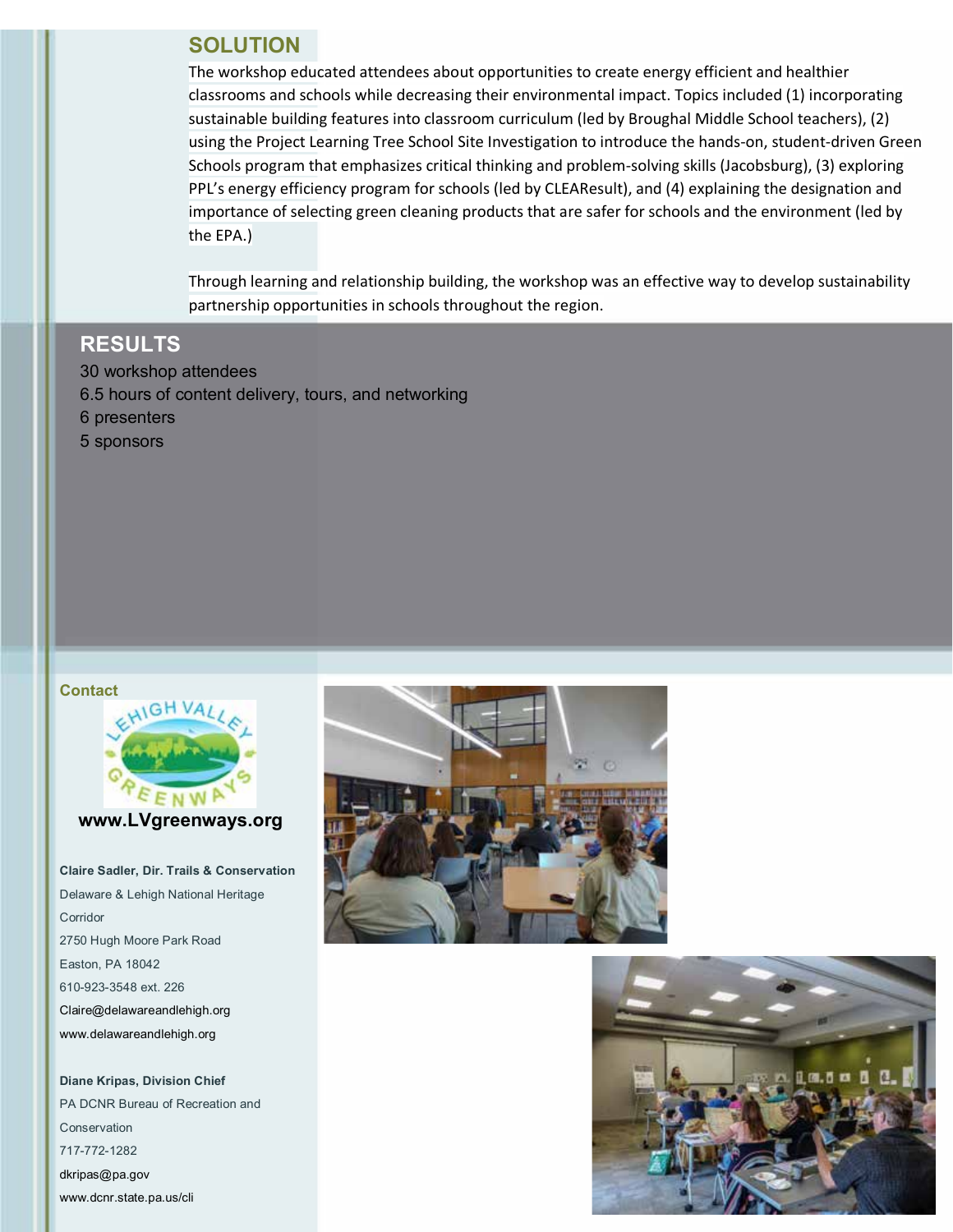## SOLUTION

The workshop educated attendees about opportunities to create energy efficient and healthier classrooms and schools while decreasing their environmental impact. Topics included (1) incorporating sustainable building features into classroom curriculum (led by Broughal Middle School teachers), (2) using the Project Learning Tree School Site Investigation to introduce the hands-on, student-driven Green Schools program that emphasizes critical thinking and problem-solving skills (Jacobsburg), (3) exploring PPL's energy efficiency program for schools (led by CLEAResult), and (4) explaining the designation and importance of selecting green cleaning products that are safer for schools and the environment (led by the EPA.)

Through learning and relationship building, the workshop was an effective way to develop sustainability partnership opportunities in schools throughout the region.

## RESULTS

30 workshop attendees
6.5 hours of content delivery, tours, and networking
6 presenters
5 sponsors

### Contact

Lehigh Valley Greenways

**www.LVgreenways.org**

**Claire Sadler, Dir. Trails & Conservation**
Delaware & Lehigh National Heritage Corridor
2750 Hugh Moore Park Road
Easton, PA 18042
610-923-3548 ext. 226
Claire@delawareandlehigh.org
www.delawareandlehigh.org

**Diane Kripas, Division Chief**
PA DCNR Bureau of Recreation and Conservation
717-772-1282
dkripas@pa.gov
www.dcnr.state.pa.us/cli